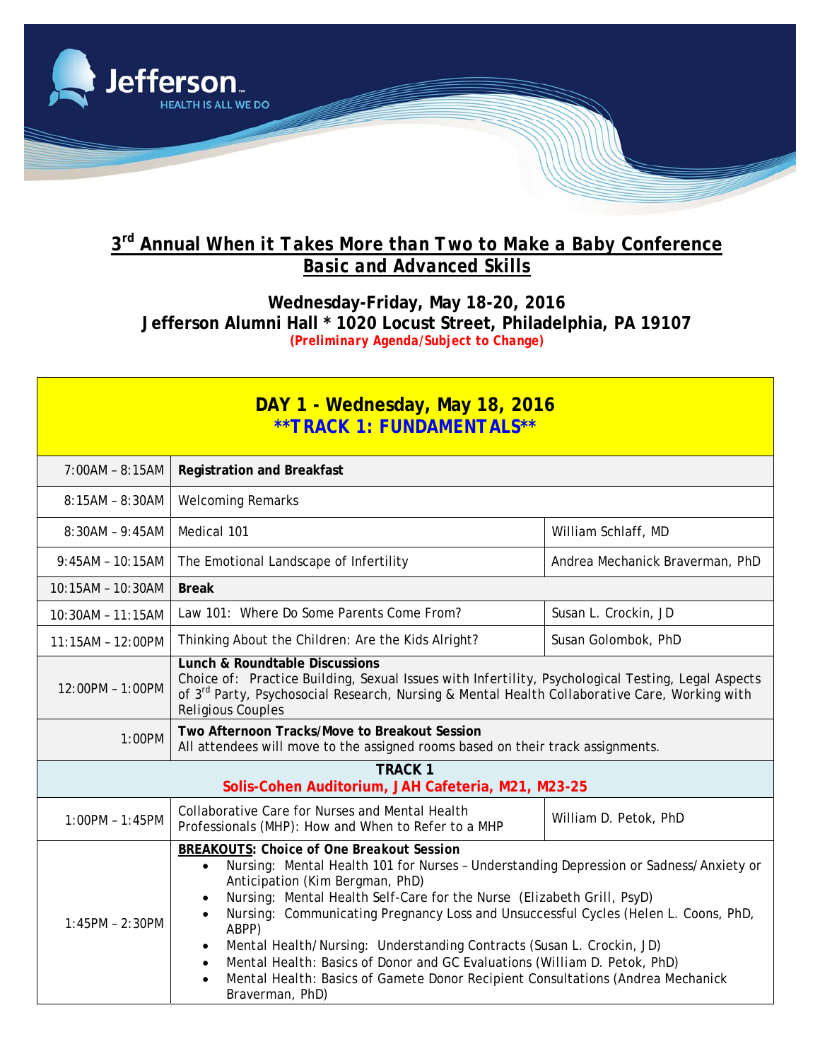# 3rd Annual When it Takes More than Two to Make a Baby Conference

## Basic and Advanced Skills

**Wednesday-Friday, May 18-20, 2016**
**Jefferson Alumni Hall * 1020 Locust Street, Philadelphia, PA 19107**
***(Preliminary Agenda/Subject to Change)***

| DAY 1 - Wednesday, May 18, 2016 **TRACK 1: FUNDAMENTALS** | | |
|---|---|---|
| 7:00AM – 8:15AM | **Registration and Breakfast** | |
| 8:15AM – 8:30AM | Welcoming Remarks | |
| 8:30AM – 9:45AM | Medical 101 | William Schlaff, MD |
| 9:45AM – 10:15AM | The Emotional Landscape of Infertility | Andrea Mechanick Braverman, PhD |
| 10:15AM – 10:30AM | **Break** | |
| 10:30AM – 11:15AM | Law 101: Where Do Some Parents Come From? | Susan L. Crockin, JD |
| 11:15AM – 12:00PM | Thinking About the Children: Are the Kids Alright? | Susan Golombok, PhD |
| 12:00PM – 1:00PM | **Lunch & Roundtable Discussions** Choice of: Practice Building, Sexual Issues with Infertility, Psychological Testing, Legal Aspects of 3rd Party, Psychosocial Research, Nursing & Mental Health Collaborative Care, Working with Religious Couples | |
| 1:00PM | **Two Afternoon Tracks/Move to Breakout Session** All attendees will move to the assigned rooms based on their track assignments. | |
| **TRACK 1** Solis-Cohen Auditorium, JAH Cafeteria, M21, M23-25 | | |
| 1:00PM – 1:45PM | Collaborative Care for Nurses and Mental Health Professionals (MHP): How and When to Refer to a MHP | William D. Petok, PhD |
| 1:45PM – 2:30PM | **BREAKOUTS: Choice of One Breakout Session** <br>• Nursing: Mental Health 101 for Nurses – Understanding Depression or Sadness/Anxiety or Anticipation (Kim Bergman, PhD) <br>• Nursing: Mental Health Self-Care for the Nurse (Elizabeth Grill, PsyD) <br>• Nursing: Communicating Pregnancy Loss and Unsuccessful Cycles (Helen L. Coons, PhD, ABPP) <br>• Mental Health/Nursing: Understanding Contracts (Susan L. Crockin, JD) <br>• Mental Health: Basics of Donor and GC Evaluations (William D. Petok, PhD) <br>• Mental Health: Basics of Gamete Donor Recipient Consultations (Andrea Mechanick Braverman, PhD) | |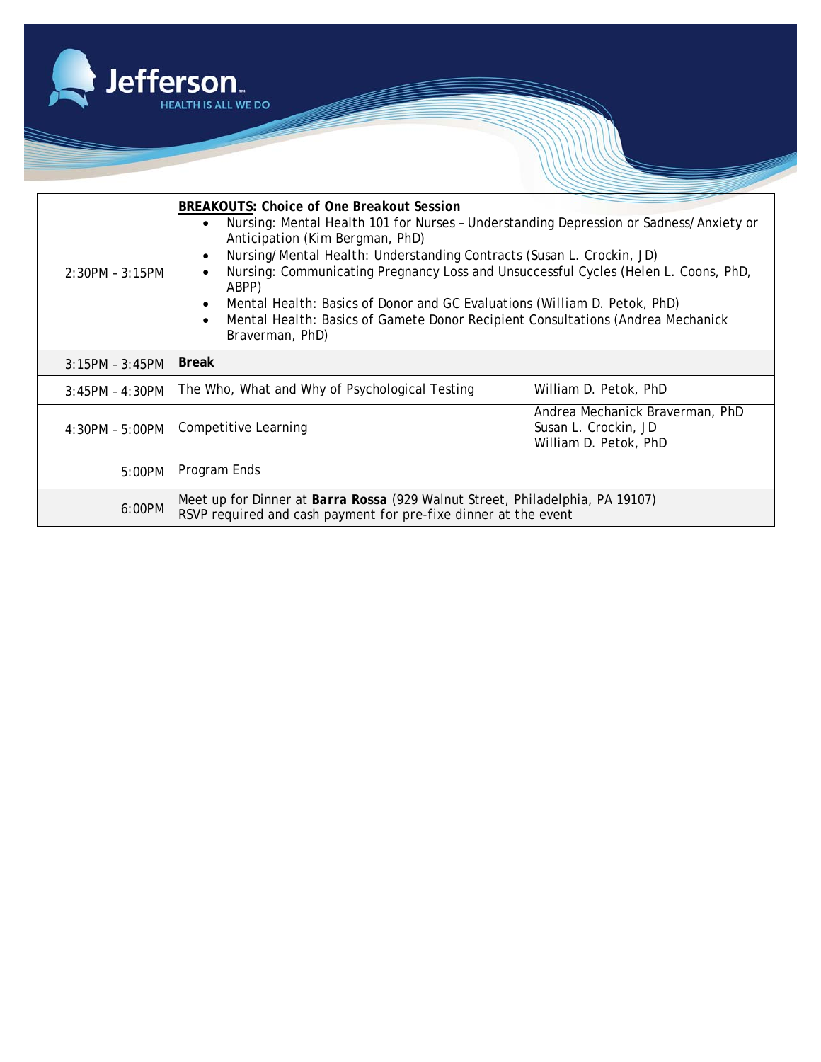| | | |
|---|---|---|
| 2:30PM – 3:15PM | **BREAKOUTS: *Choice of One Breakout Session*** <br>• Nursing: Mental Health 101 for Nurses – Understanding Depression or Sadness/Anxiety or Anticipation (Kim Bergman, PhD)<br>• Nursing/Mental Health: Understanding Contracts (Susan L. Crockin, JD)<br>• Nursing: Communicating Pregnancy Loss and Unsuccessful Cycles (Helen L. Coons, PhD, ABPP)<br>• Mental Health: Basics of Donor and GC Evaluations (William D. Petok, PhD)<br>• Mental Health: Basics of Gamete Donor Recipient Consultations (Andrea Mechanick Braverman, PhD) | |
| 3:15PM – 3:45PM | **Break** | |
| 3:45PM – 4:30PM | The Who, What and Why of Psychological Testing | William D. Petok, PhD |
| 4:30PM – 5:00PM | Competitive Learning | Andrea Mechanick Braverman, PhD<br>Susan L. Crockin, JD<br>William D. Petok, PhD |
| 5:00PM | Program Ends | |
| 6:00PM | Meet up for Dinner at ***Barra Rossa*** (929 Walnut Street, Philadelphia, PA 19107)<br>RSVP required and cash payment for pre-fixe dinner at the event | |